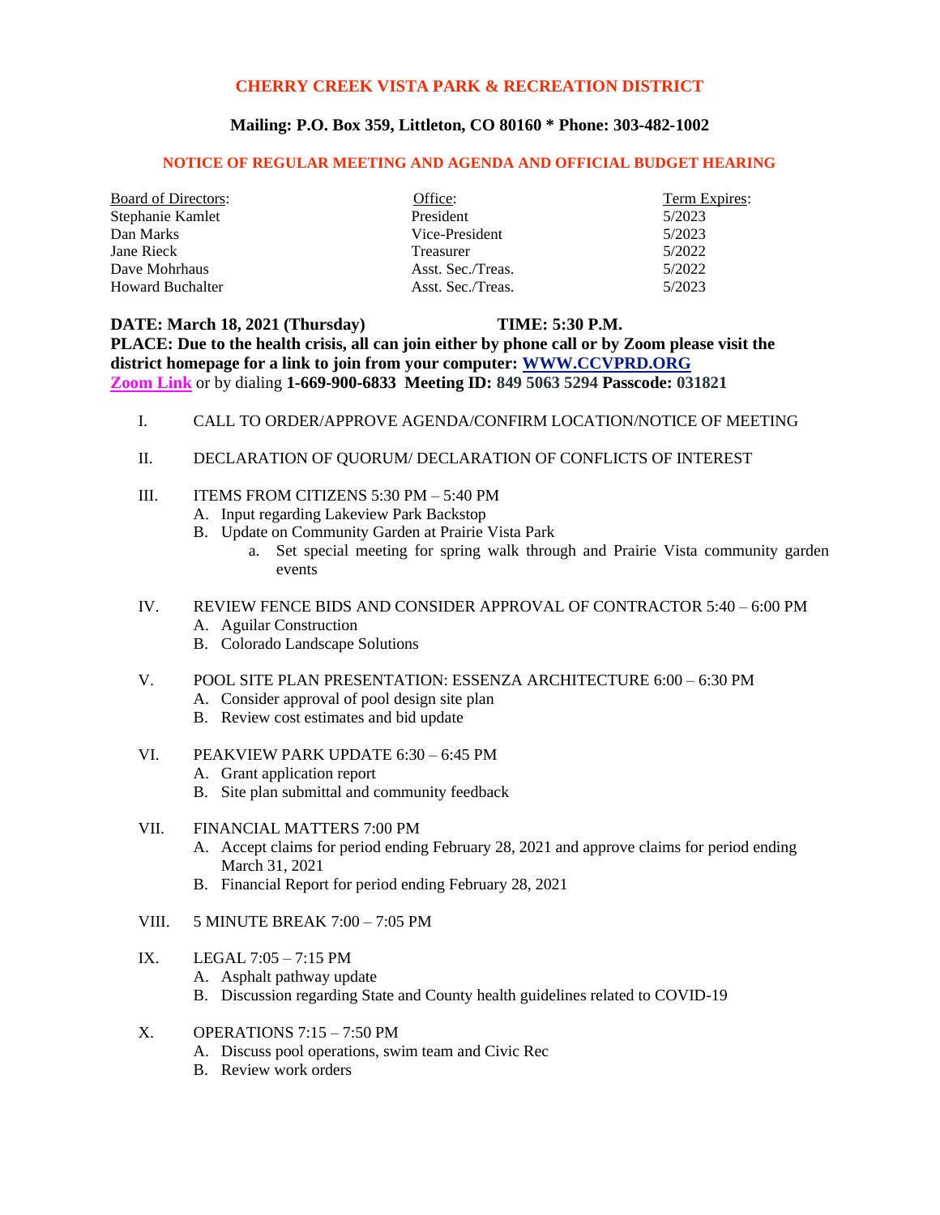# CHERRY CREEK VISTA PARK & RECREATION DISTRICT

**Mailing: P.O. Box 359, Littleton, CO 80160 * Phone: 303-482-1002**

**NOTICE OF REGULAR MEETING AND AGENDA AND OFFICIAL BUDGET HEARING**

| Board of Directors: | Office: | Term Expires: |
|---|---|---|
| Stephanie Kamlet | President | 5/2023 |
| Dan Marks | Vice-President | 5/2023 |
| Jane Rieck | Treasurer | 5/2022 |
| Dave Mohrhaus | Asst. Sec./Treas. | 5/2022 |
| Howard Buchalter | Asst. Sec./Treas. | 5/2023 |

**DATE: March 18, 2021 (Thursday) TIME: 5:30 P.M.**
**PLACE: Due to the health crisis, all can join either by phone call or by Zoom please visit the district homepage for a link to join from your computer: WWW.CCVPRD.ORG**
**Zoom Link** or by dialing **1-669-900-6833 Meeting ID: 849 5063 5294 Passcode: 031821**

I. CALL TO ORDER/APPROVE AGENDA/CONFIRM LOCATION/NOTICE OF MEETING

II. DECLARATION OF QUORUM/ DECLARATION OF CONFLICTS OF INTEREST

III. ITEMS FROM CITIZENS 5:30 PM – 5:40 PM
   - A. Input regarding Lakeview Park Backstop
   - B. Update on Community Garden at Prairie Vista Park
     - a. Set special meeting for spring walk through and Prairie Vista community garden events

IV. REVIEW FENCE BIDS AND CONSIDER APPROVAL OF CONTRACTOR 5:40 – 6:00 PM
   - A. Aguilar Construction
   - B. Colorado Landscape Solutions

V. POOL SITE PLAN PRESENTATION: ESSENZA ARCHITECTURE 6:00 – 6:30 PM
   - A. Consider approval of pool design site plan
   - B. Review cost estimates and bid update

VI. PEAKVIEW PARK UPDATE 6:30 – 6:45 PM
   - A. Grant application report
   - B. Site plan submittal and community feedback

VII. FINANCIAL MATTERS 7:00 PM
   - A. Accept claims for period ending February 28, 2021 and approve claims for period ending March 31, 2021
   - B. Financial Report for period ending February 28, 2021

VIII. 5 MINUTE BREAK 7:00 – 7:05 PM

IX. LEGAL 7:05 – 7:15 PM
   - A. Asphalt pathway update
   - B. Discussion regarding State and County health guidelines related to COVID-19

X. OPERATIONS 7:15 – 7:50 PM
   - A. Discuss pool operations, swim team and Civic Rec
   - B. Review work orders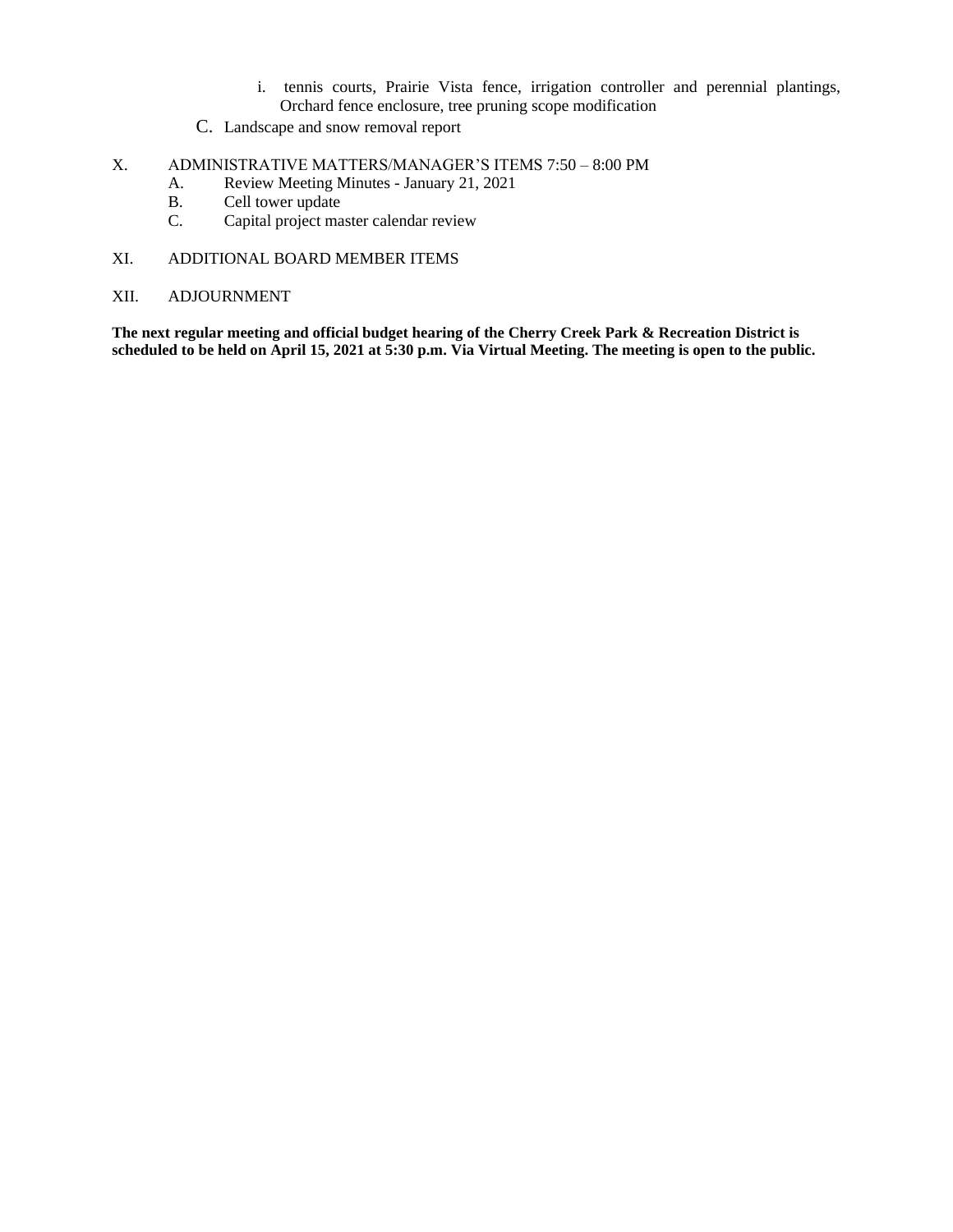i. tennis courts, Prairie Vista fence, irrigation controller and perennial plantings, Orchard fence enclosure, tree pruning scope modification

C. Landscape and snow removal report

X. ADMINISTRATIVE MATTERS/MANAGER'S ITEMS 7:50 – 8:00 PM

A. Review Meeting Minutes - January 21, 2021

B. Cell tower update

C. Capital project master calendar review

XI. ADDITIONAL BOARD MEMBER ITEMS

XII. ADJOURNMENT

**The next regular meeting and official budget hearing of the Cherry Creek Park & Recreation District is scheduled to be held on April 15, 2021 at 5:30 p.m. Via Virtual Meeting. The meeting is open to the public.**